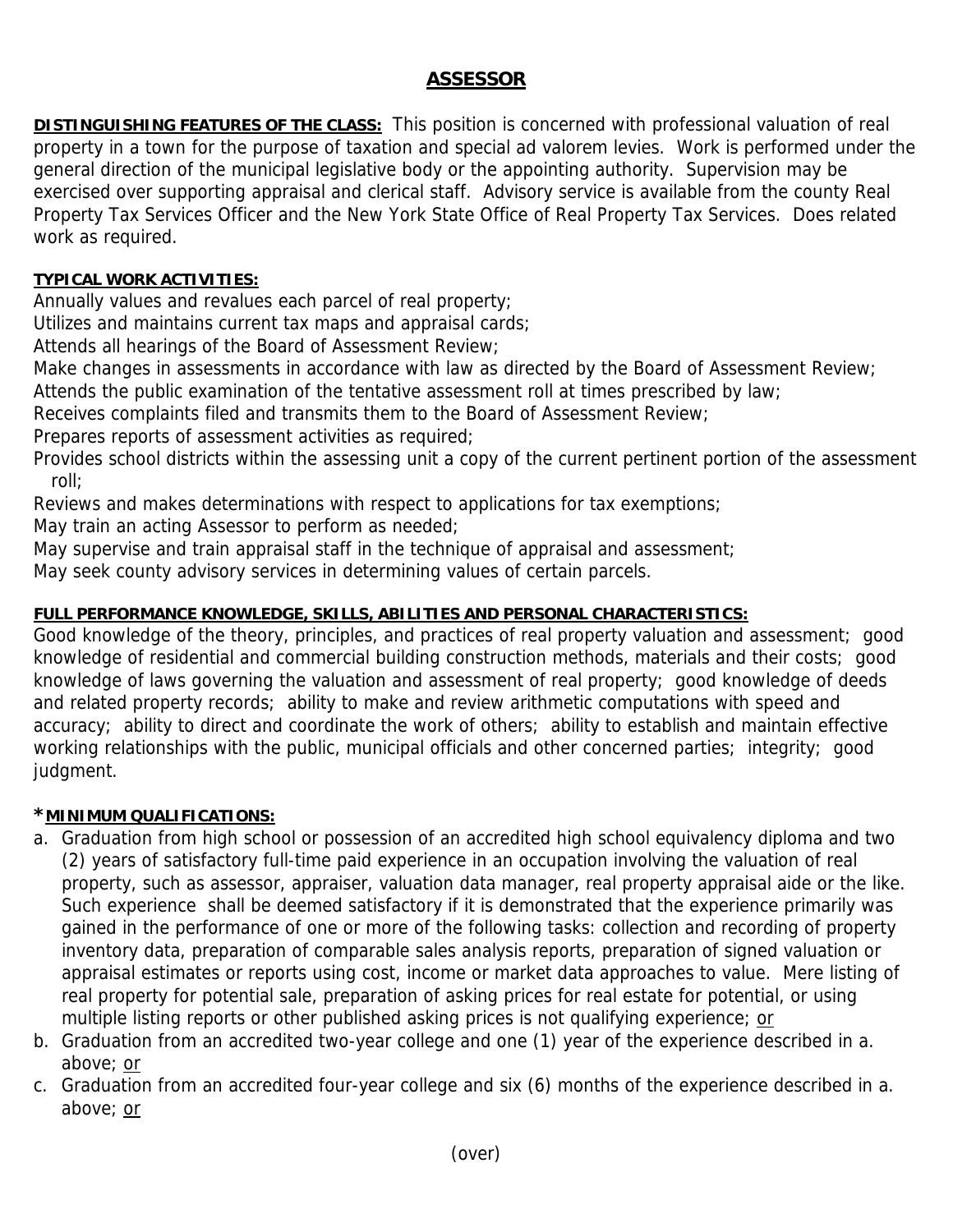# ASSESSOR

**DISTINGUISHING FEATURES OF THE CLASS:** This position is concerned with professional valuation of real property in a town for the purpose of taxation and special ad valorem levies. Work is performed under the general direction of the municipal legislative body or the appointing authority. Supervision may be exercised over supporting appraisal and clerical staff. Advisory service is available from the county Real Property Tax Services Officer and the New York State Office of Real Property Tax Services. Does related work as required.

**TYPICAL WORK ACTIVITIES:**

Annually values and revalues each parcel of real property;
Utilizes and maintains current tax maps and appraisal cards;
Attends all hearings of the Board of Assessment Review;
Make changes in assessments in accordance with law as directed by the Board of Assessment Review;
Attends the public examination of the tentative assessment roll at times prescribed by law;
Receives complaints filed and transmits them to the Board of Assessment Review;
Prepares reports of assessment activities as required;
Provides school districts within the assessing unit a copy of the current pertinent portion of the assessment roll;
Reviews and makes determinations with respect to applications for tax exemptions;
May train an acting Assessor to perform as needed;
May supervise and train appraisal staff in the technique of appraisal and assessment;
May seek county advisory services in determining values of certain parcels.

**FULL PERFORMANCE KNOWLEDGE, SKILLS, ABILITIES AND PERSONAL CHARACTERISTICS:**

Good knowledge of the theory, principles, and practices of real property valuation and assessment; good knowledge of residential and commercial building construction methods, materials and their costs; good knowledge of laws governing the valuation and assessment of real property; good knowledge of deeds and related property records; ability to make and review arithmetic computations with speed and accuracy; ability to direct and coordinate the work of others; ability to establish and maintain effective working relationships with the public, municipal officials and other concerned parties; integrity; good judgment.

***MINIMUM QUALIFICATIONS:**

a. Graduation from high school or possession of an accredited high school equivalency diploma and two (2) years of satisfactory full-time paid experience in an occupation involving the valuation of real property, such as assessor, appraiser, valuation data manager, real property appraisal aide or the like. Such experience shall be deemed satisfactory if it is demonstrated that the experience primarily was gained in the performance of one or more of the following tasks: collection and recording of property inventory data, preparation of comparable sales analysis reports, preparation of signed valuation or appraisal estimates or reports using cost, income or market data approaches to value. Mere listing of real property for potential sale, preparation of asking prices for real estate for potential, or using multiple listing reports or other published asking prices is not qualifying experience; or
b. Graduation from an accredited two-year college and one (1) year of the experience described in a. above; or
c. Graduation from an accredited four-year college and six (6) months of the experience described in a. above; or

(over)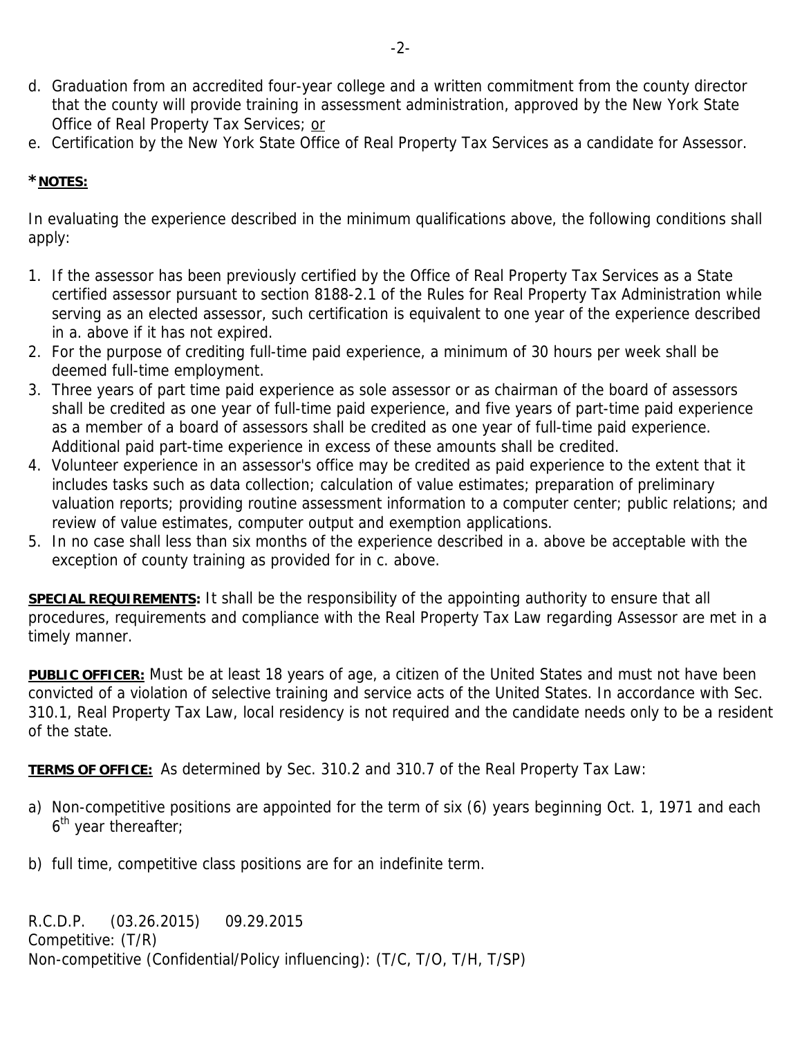d. Graduation from an accredited four-year college and a written commitment from the county director that the county will provide training in assessment administration, approved by the New York State Office of Real Property Tax Services; <u>or</u>
e. Certification by the New York State Office of Real Property Tax Services as a candidate for Assessor.

**\*NOTES:**

In evaluating the experience described in the minimum qualifications above, the following conditions shall apply:

1. If the assessor has been previously certified by the Office of Real Property Tax Services as a State certified assessor pursuant to section 8188-2.1 of the Rules for Real Property Tax Administration while serving as an elected assessor, such certification is equivalent to one year of the experience described in a. above if it has not expired.
2. For the purpose of crediting full-time paid experience, a minimum of 30 hours per week shall be deemed full-time employment.
3. Three years of part time paid experience as sole assessor or as chairman of the board of assessors shall be credited as one year of full-time paid experience, and five years of part-time paid experience as a member of a board of assessors shall be credited as one year of full-time paid experience. Additional paid part-time experience in excess of these amounts shall be credited.
4. Volunteer experience in an assessor's office may be credited as paid experience to the extent that it includes tasks such as data collection; calculation of value estimates; preparation of preliminary valuation reports; providing routine assessment information to a computer center; public relations; and review of value estimates, computer output and exemption applications.
5. In no case shall less than six months of the experience described in a. above be acceptable with the exception of county training as provided for in c. above.

**SPECIAL REQUIREMENTS:** It shall be the responsibility of the appointing authority to ensure that all procedures, requirements and compliance with the Real Property Tax Law regarding Assessor are met in a timely manner.

**PUBLIC OFFICER:** Must be at least 18 years of age, a citizen of the United States and must not have been convicted of a violation of selective training and service acts of the United States. In accordance with Sec. 310.1, Real Property Tax Law, local residency is not required and the candidate needs only to be a resident of the state.

**TERMS OF OFFICE:** As determined by Sec. 310.2 and 310.7 of the Real Property Tax Law:

a) Non-competitive positions are appointed for the term of six (6) years beginning Oct. 1, 1971 and each 6th year thereafter;

b) full time, competitive class positions are for an indefinite term.

R.C.D.P. (03.26.2015) 09.29.2015
Competitive: (T/R)
Non-competitive (Confidential/Policy influencing): (T/C, T/O, T/H, T/SP)